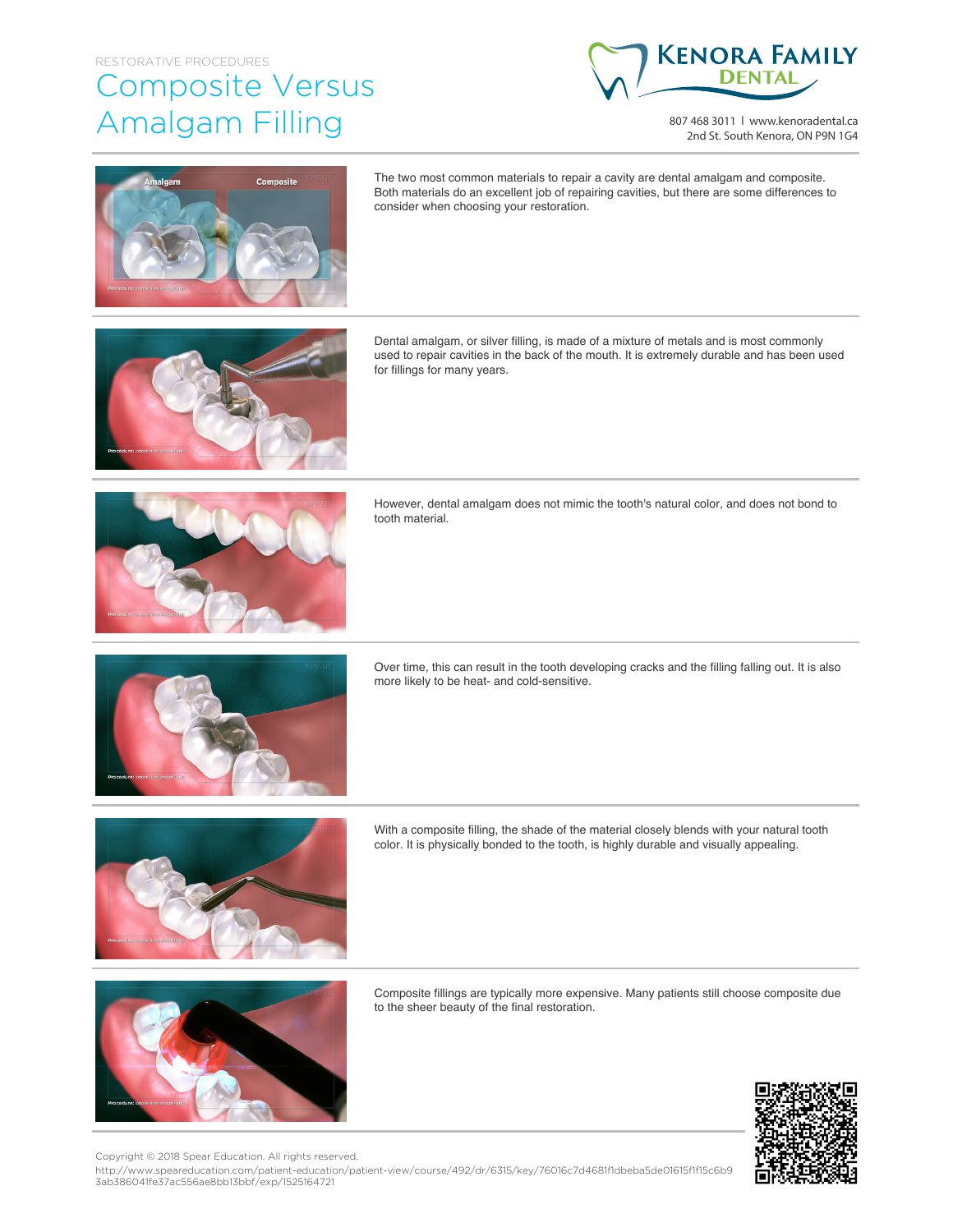RESTORATIVE PROCEDURES

# Composite Versus Amalgam Filling

**KENORA FAMILY DENTAL**

807 468 3011 | www.kenoradental.ca
2nd St. South Kenora, ON P9N 1G4

The two most common materials to repair a cavity are dental amalgam and composite. Both materials do an excellent job of repairing cavities, but there are some differences to consider when choosing your restoration.

Dental amalgam, or silver filling, is made of a mixture of metals and is most commonly used to repair cavities in the back of the mouth. It is extremely durable and has been used for fillings for many years.

However, dental amalgam does not mimic the tooth's natural color, and does not bond to tooth material.

Over time, this can result in the tooth developing cracks and the filling falling out. It is also more likely to be heat- and cold-sensitive.

With a composite filling, the shade of the material closely blends with your natural tooth color. It is physically bonded to the tooth, is highly durable and visually appealing.

Composite fillings are typically more expensive. Many patients still choose composite due to the sheer beauty of the final restoration.

Copyright © 2018 Spear Education. All rights reserved.
http://www.speareducation.com/patient-education/patient-view/course/492/dr/6315/key/76016c7d4681f1dbeba5de01615f1f15c6b93ab386041fe37ac556ae8bb13bbf/exp/1525164721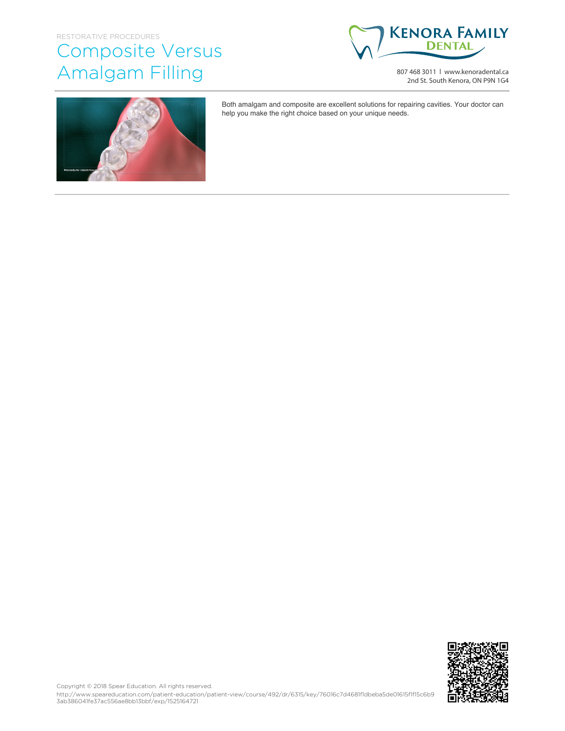RESTORATIVE PROCEDURES

# Composite Versus Amalgam Filling

807 468 3011 | www.kenoradental.ca
2nd St. South Kenora, ON P9N 1G4

Both amalgam and composite are excellent solutions for repairing cavities. Your doctor can help you make the right choice based on your unique needs.

Copyright © 2018 Spear Education. All rights reserved.

http://www.speareducation.com/patient-education/patient-view/course/492/dr/6315/key/76016c7d4681f1dbeba5de01615f1f15c6b93ab386041fe37ac556ae8bb13bbf/exp/1525164721